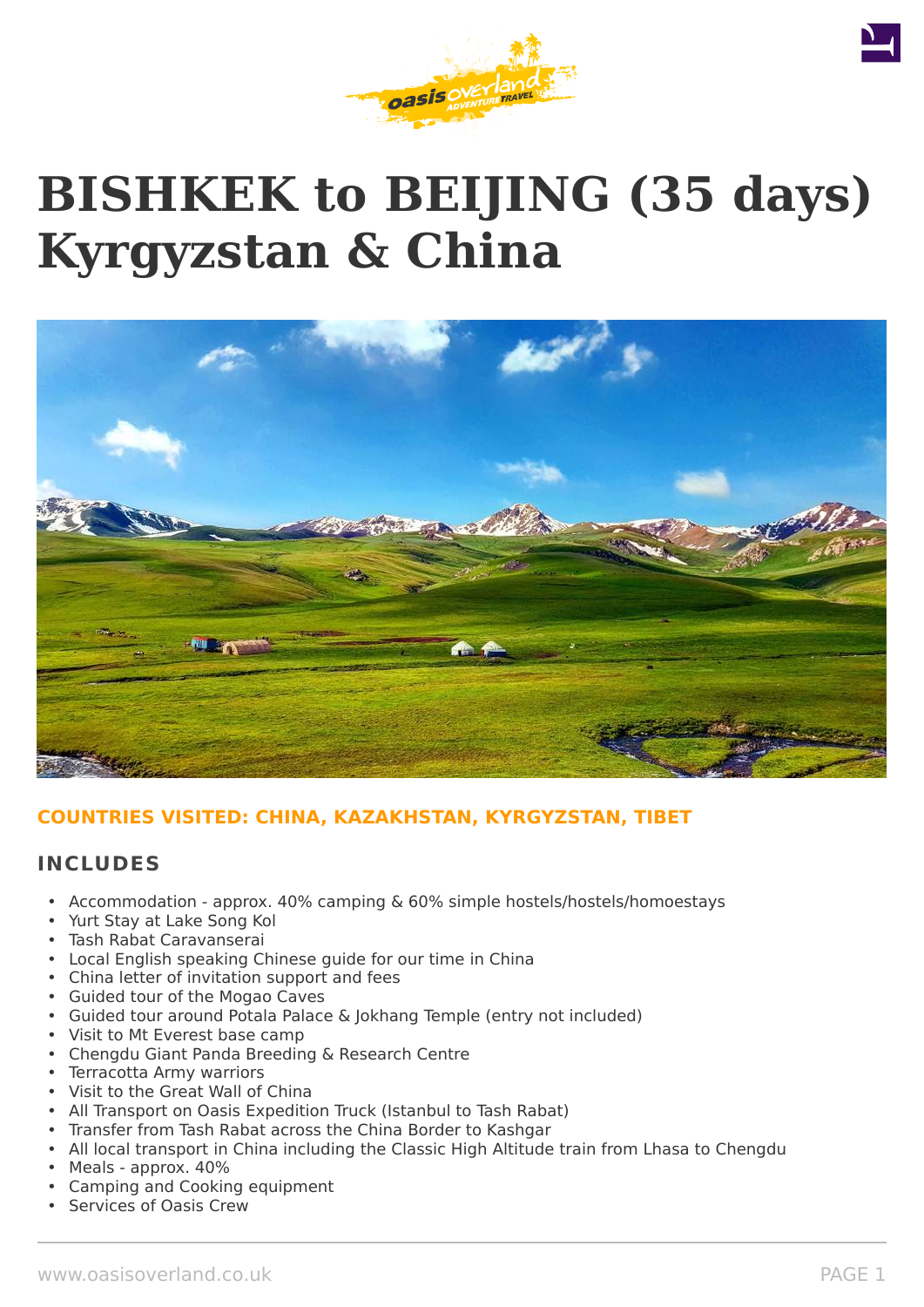# BISHKEK to BEIJING (35 days) Kyrgyzstan & China

**COUNTRIES VISITED: CHINA, KAZAKHSTAN, KYRGYZSTAN, TIBET**

## INCLUDES

- Accommodation - approx. 40% camping & 60% simple hostels/hostels/homoestays
- Yurt Stay at Lake Song Kol
- Tash Rabat Caravanserai
- Local English speaking Chinese guide for our time in China
- China letter of invitation support and fees
- Guided tour of the Mogao Caves
- Guided tour around Potala Palace & Jokhang Temple (entry not included)
- Visit to Mt Everest base camp
- Chengdu Giant Panda Breeding & Research Centre
- Terracotta Army warriors
- Visit to the Great Wall of China
- All Transport on Oasis Expedition Truck (Istanbul to Tash Rabat)
- Transfer from Tash Rabat across the China Border to Kashgar
- All local transport in China including the Classic High Altitude train from Lhasa to Chengdu
- Meals - approx. 40%
- Camping and Cooking equipment
- Services of Oasis Crew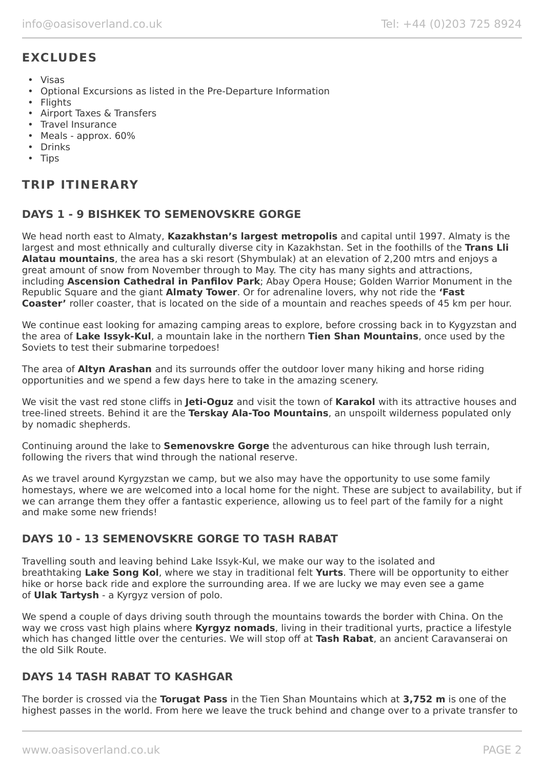## EXCLUDES

- Visas
- Optional Excursions as listed in the Pre-Departure Information
- Flights
- Airport Taxes & Transfers
- Travel Insurance
- Meals - approx. 60%
- Drinks
- Tips

## TRIP ITINERARY

### DAYS 1 - 9 BISHKEK TO SEMENOVSKRE GORGE

We head north east to Almaty, **Kazakhstan's largest metropolis** and capital until 1997. Almaty is the largest and most ethnically and culturally diverse city in Kazakhstan. Set in the foothills of the **Trans Lli Alatau mountains**, the area has a ski resort (Shymbulak) at an elevation of 2,200 mtrs and enjoys a great amount of snow from November through to May. The city has many sights and attractions, including **Ascension Cathedral in Panfilov Park**; Abay Opera House; Golden Warrior Monument in the Republic Square and the giant **Almaty Tower**. Or for adrenaline lovers, why not ride the **'Fast Coaster'** roller coaster, that is located on the side of a mountain and reaches speeds of 45 km per hour.

We continue east looking for amazing camping areas to explore, before crossing back in to Kygyzstan and the area of **Lake Issyk-Kul**, a mountain lake in the northern **Tien Shan Mountains**, once used by the Soviets to test their submarine torpedoes!

The area of **Altyn Arashan** and its surrounds offer the outdoor lover many hiking and horse riding opportunities and we spend a few days here to take in the amazing scenery.

We visit the vast red stone cliffs in **Jeti-Oguz** and visit the town of **Karakol** with its attractive houses and tree-lined streets. Behind it are the **Terskay Ala-Too Mountains**, an unspoilt wilderness populated only by nomadic shepherds.

Continuing around the lake to **Semenovskre Gorge** the adventurous can hike through lush terrain, following the rivers that wind through the national reserve.

As we travel around Kyrgyzstan we camp, but we also may have the opportunity to use some family homestays, where we are welcomed into a local home for the night. These are subject to availability, but if we can arrange them they offer a fantastic experience, allowing us to feel part of the family for a night and make some new friends!

### DAYS 10 - 13 SEMENOVSKRE GORGE TO TASH RABAT

Travelling south and leaving behind Lake Issyk-Kul, we make our way to the isolated and breathtaking **Lake Song Kol**, where we stay in traditional felt **Yurts**. There will be opportunity to either hike or horse back ride and explore the surrounding area. If we are lucky we may even see a game of **Ulak Tartysh** - a Kyrgyz version of polo.

We spend a couple of days driving south through the mountains towards the border with China. On the way we cross vast high plains where **Kyrgyz nomads**, living in their traditional yurts, practice a lifestyle which has changed little over the centuries. We will stop off at **Tash Rabat**, an ancient Caravanserai on the old Silk Route.

### DAYS 14 TASH RABAT TO KASHGAR

The border is crossed via the **Torugat Pass** in the Tien Shan Mountains which at **3,752 m** is one of the highest passes in the world. From here we leave the truck behind and change over to a private transfer to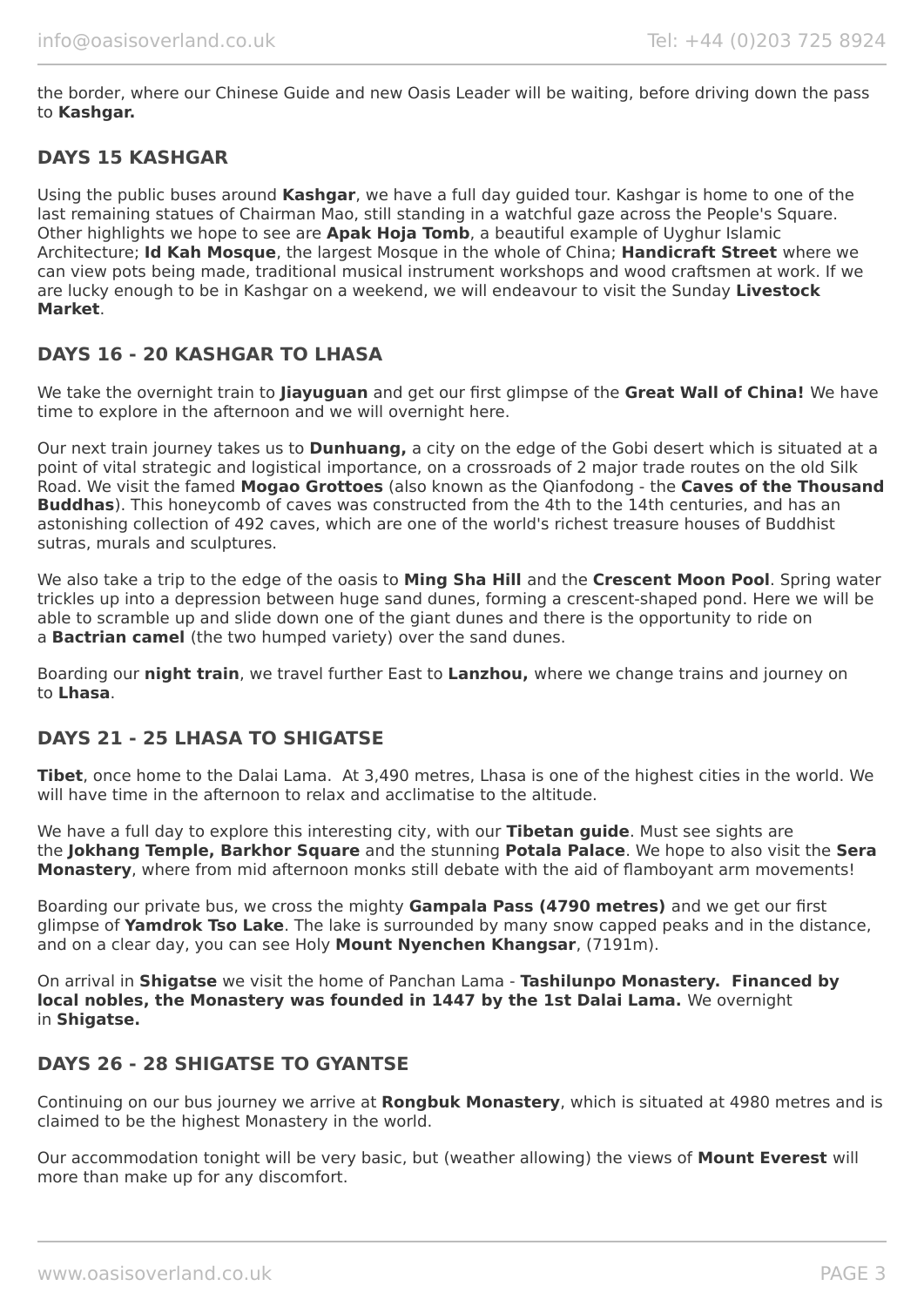the border, where our Chinese Guide and new Oasis Leader will be waiting, before driving down the pass to **Kashgar.**

## DAYS 15 KASHGAR

Using the public buses around **Kashgar**, we have a full day guided tour. Kashgar is home to one of the last remaining statues of Chairman Mao, still standing in a watchful gaze across the People's Square. Other highlights we hope to see are **Apak Hoja Tomb**, a beautiful example of Uyghur Islamic Architecture; **Id Kah Mosque**, the largest Mosque in the whole of China; **Handicraft Street** where we can view pots being made, traditional musical instrument workshops and wood craftsmen at work. If we are lucky enough to be in Kashgar on a weekend, we will endeavour to visit the Sunday **Livestock Market**.

## DAYS 16 - 20 KASHGAR TO LHASA

We take the overnight train to **Jiayuguan** and get our first glimpse of the **Great Wall of China!** We have time to explore in the afternoon and we will overnight here.

Our next train journey takes us to **Dunhuang,** a city on the edge of the Gobi desert which is situated at a point of vital strategic and logistical importance, on a crossroads of 2 major trade routes on the old Silk Road. We visit the famed **Mogao Grottoes** (also known as the Qianfodong - the **Caves of the Thousand Buddhas**). This honeycomb of caves was constructed from the 4th to the 14th centuries, and has an astonishing collection of 492 caves, which are one of the world's richest treasure houses of Buddhist sutras, murals and sculptures.

We also take a trip to the edge of the oasis to **Ming Sha Hill** and the **Crescent Moon Pool**. Spring water trickles up into a depression between huge sand dunes, forming a crescent-shaped pond. Here we will be able to scramble up and slide down one of the giant dunes and there is the opportunity to ride on a **Bactrian camel** (the two humped variety) over the sand dunes.

Boarding our **night train**, we travel further East to **Lanzhou,** where we change trains and journey on to **Lhasa**.

## DAYS 21 - 25 LHASA TO SHIGATSE

**Tibet**, once home to the Dalai Lama. At 3,490 metres, Lhasa is one of the highest cities in the world. We will have time in the afternoon to relax and acclimatise to the altitude.

We have a full day to explore this interesting city, with our **Tibetan guide**. Must see sights are the **Jokhang Temple, Barkhor Square** and the stunning **Potala Palace**. We hope to also visit the **Sera Monastery**, where from mid afternoon monks still debate with the aid of flamboyant arm movements!

Boarding our private bus, we cross the mighty **Gampala Pass (4790 metres)** and we get our first glimpse of **Yamdrok Tso Lake**. The lake is surrounded by many snow capped peaks and in the distance, and on a clear day, you can see Holy **Mount Nyenchen Khangsar**, (7191m).

On arrival in **Shigatse** we visit the home of Panchan Lama - **Tashilunpo Monastery. Financed by local nobles, the Monastery was founded in 1447 by the 1st Dalai Lama.** We overnight in **Shigatse.**

## DAYS 26 - 28 SHIGATSE TO GYANTSE

Continuing on our bus journey we arrive at **Rongbuk Monastery**, which is situated at 4980 metres and is claimed to be the highest Monastery in the world.

Our accommodation tonight will be very basic, but (weather allowing) the views of **Mount Everest** will more than make up for any discomfort.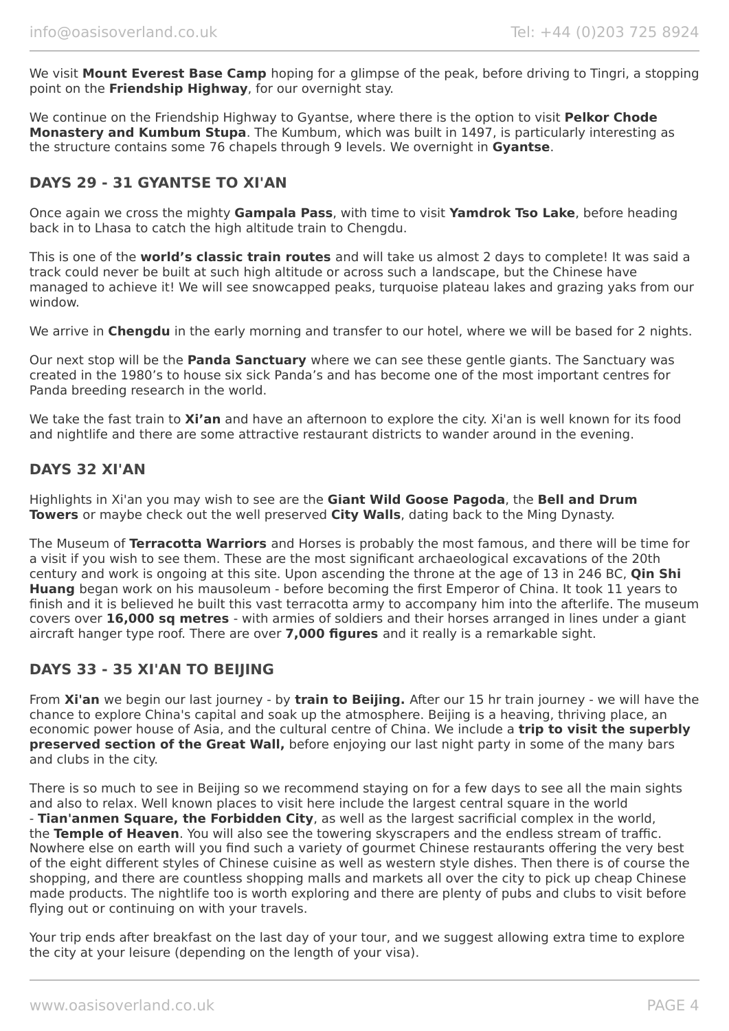We visit **Mount Everest Base Camp** hoping for a glimpse of the peak, before driving to Tingri, a stopping point on the **Friendship Highway**, for our overnight stay.

We continue on the Friendship Highway to Gyantse, where there is the option to visit **Pelkor Chode Monastery and Kumbum Stupa**. The Kumbum, which was built in 1497, is particularly interesting as the structure contains some 76 chapels through 9 levels. We overnight in **Gyantse**.

## DAYS 29 - 31 GYANTSE TO XI'AN

Once again we cross the mighty **Gampala Pass**, with time to visit **Yamdrok Tso Lake**, before heading back in to Lhasa to catch the high altitude train to Chengdu.

This is one of the **world's classic train routes** and will take us almost 2 days to complete! It was said a track could never be built at such high altitude or across such a landscape, but the Chinese have managed to achieve it! We will see snowcapped peaks, turquoise plateau lakes and grazing yaks from our window.

We arrive in **Chengdu** in the early morning and transfer to our hotel, where we will be based for 2 nights.

Our next stop will be the **Panda Sanctuary** where we can see these gentle giants. The Sanctuary was created in the 1980's to house six sick Panda's and has become one of the most important centres for Panda breeding research in the world.

We take the fast train to **Xi'an** and have an afternoon to explore the city. Xi'an is well known for its food and nightlife and there are some attractive restaurant districts to wander around in the evening.

## DAYS 32 XI'AN

Highlights in Xi'an you may wish to see are the **Giant Wild Goose Pagoda**, the **Bell and Drum Towers** or maybe check out the well preserved **City Walls**, dating back to the Ming Dynasty.

The Museum of **Terracotta Warriors** and Horses is probably the most famous, and there will be time for a visit if you wish to see them. These are the most significant archaeological excavations of the 20th century and work is ongoing at this site. Upon ascending the throne at the age of 13 in 246 BC, **Qin Shi Huang** began work on his mausoleum - before becoming the first Emperor of China. It took 11 years to finish and it is believed he built this vast terracotta army to accompany him into the afterlife. The museum covers over **16,000 sq metres** - with armies of soldiers and their horses arranged in lines under a giant aircraft hanger type roof. There are over **7,000 figures** and it really is a remarkable sight.

## DAYS 33 - 35 XI'AN TO BEIJING

From **Xi'an** we begin our last journey - by **train to Beijing.** After our 15 hr train journey - we will have the chance to explore China's capital and soak up the atmosphere. Beijing is a heaving, thriving place, an economic power house of Asia, and the cultural centre of China. We include a **trip to visit the superbly preserved section of the Great Wall,** before enjoying our last night party in some of the many bars and clubs in the city.

There is so much to see in Beijing so we recommend staying on for a few days to see all the main sights and also to relax. Well known places to visit here include the largest central square in the world - **Tian'anmen Square, the Forbidden City**, as well as the largest sacrificial complex in the world, the **Temple of Heaven**. You will also see the towering skyscrapers and the endless stream of traffic. Nowhere else on earth will you find such a variety of gourmet Chinese restaurants offering the very best of the eight different styles of Chinese cuisine as well as western style dishes. Then there is of course the shopping, and there are countless shopping malls and markets all over the city to pick up cheap Chinese made products. The nightlife too is worth exploring and there are plenty of pubs and clubs to visit before flying out or continuing on with your travels.

Your trip ends after breakfast on the last day of your tour, and we suggest allowing extra time to explore the city at your leisure (depending on the length of your visa).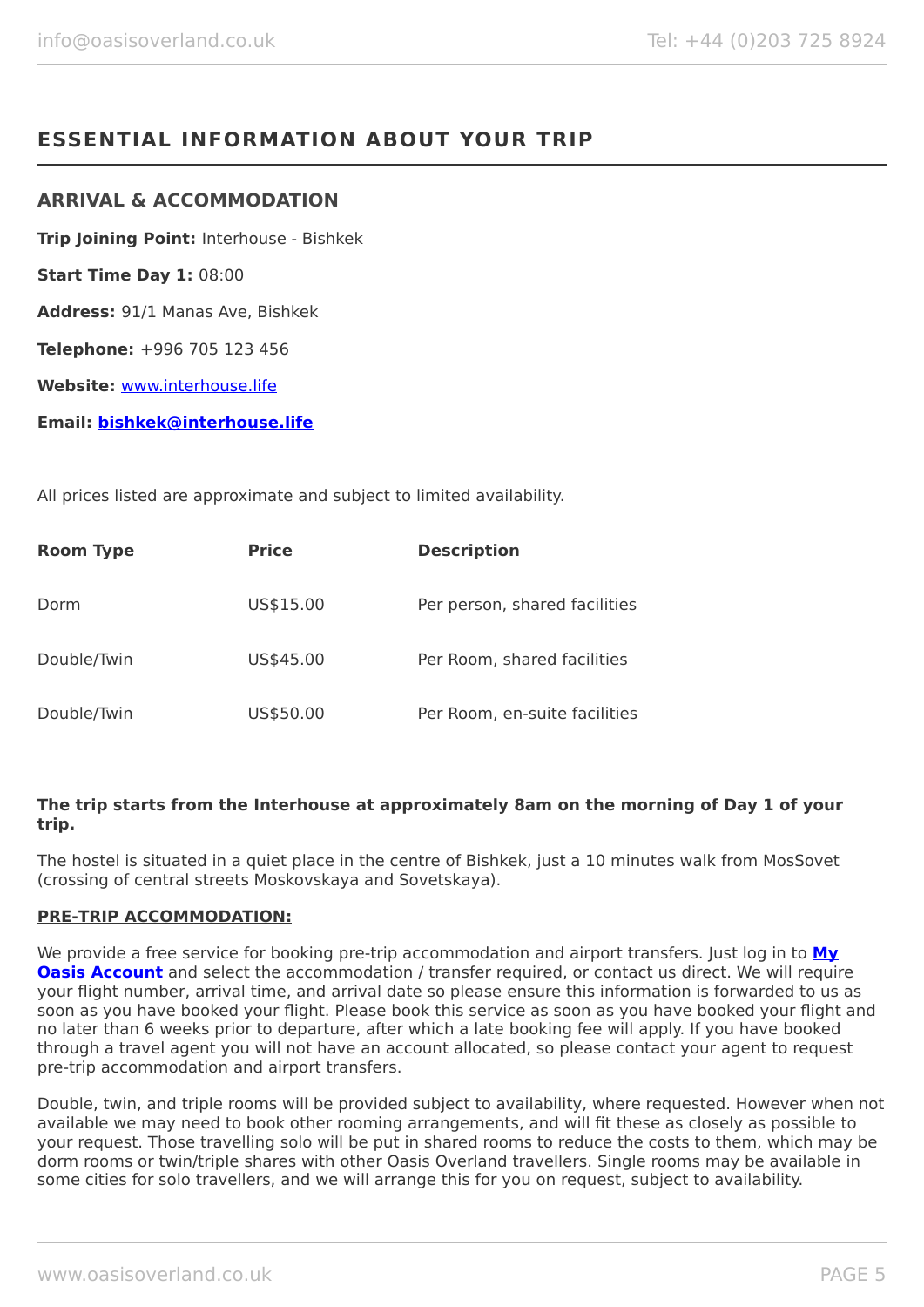## ESSENTIAL INFORMATION ABOUT YOUR TRIP

### ARRIVAL & ACCOMMODATION

**Trip Joining Point:** Interhouse - Bishkek

**Start Time Day 1:** 08:00

**Address:** 91/1 Manas Ave, Bishkek

**Telephone:** +996 705 123 456

**Website:** www.interhouse.life

**Email:** **bishkek@interhouse.life**

All prices listed are approximate and subject to limited availability.

| Room Type | Price | Description |
|---|---|---|
| Dorm | US$15.00 | Per person, shared facilities |
| Double/Twin | US$45.00 | Per Room, shared facilities |
| Double/Twin | US$50.00 | Per Room, en-suite facilities |

**The trip starts from the Interhouse at approximately 8am on the morning of Day 1 of your trip.**

The hostel is situated in a quiet place in the centre of Bishkek, just a 10 minutes walk from MosSovet (crossing of central streets Moskovskaya and Sovetskaya).

**PRE-TRIP ACCOMMODATION:**

We provide a free service for booking pre-trip accommodation and airport transfers. Just log in to **My Oasis Account** and select the accommodation / transfer required, or contact us direct. We will require your flight number, arrival time, and arrival date so please ensure this information is forwarded to us as soon as you have booked your flight. Please book this service as soon as you have booked your flight and no later than 6 weeks prior to departure, after which a late booking fee will apply. If you have booked through a travel agent you will not have an account allocated, so please contact your agent to request pre-trip accommodation and airport transfers.

Double, twin, and triple rooms will be provided subject to availability, where requested. However when not available we may need to book other rooming arrangements, and will fit these as closely as possible to your request. Those travelling solo will be put in shared rooms to reduce the costs to them, which may be dorm rooms or twin/triple shares with other Oasis Overland travellers. Single rooms may be available in some cities for solo travellers, and we will arrange this for you on request, subject to availability.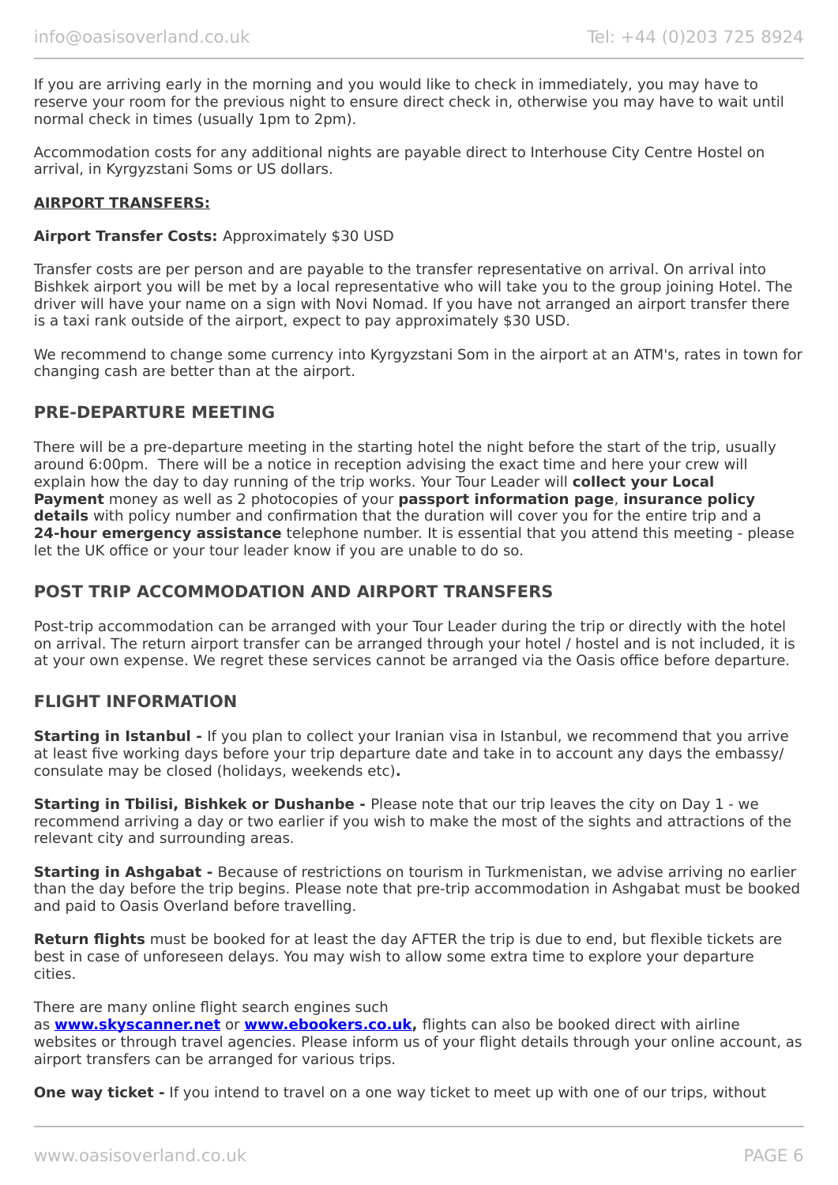If you are arriving early in the morning and you would like to check in immediately, you may have to reserve your room for the previous night to ensure direct check in, otherwise you may have to wait until normal check in times (usually 1pm to 2pm).

Accommodation costs for any additional nights are payable direct to Interhouse City Centre Hostel on arrival, in Kyrgyzstani Soms or US dollars.

**AIRPORT TRANSFERS:**

**Airport Transfer Costs:** Approximately $30 USD

Transfer costs are per person and are payable to the transfer representative on arrival. On arrival into Bishkek airport you will be met by a local representative who will take you to the group joining Hotel. The driver will have your name on a sign with Novi Nomad. If you have not arranged an airport transfer there is a taxi rank outside of the airport, expect to pay approximately $30 USD.

We recommend to change some currency into Kyrgyzstani Som in the airport at an ATM's, rates in town for changing cash are better than at the airport.

## PRE-DEPARTURE MEETING

There will be a pre-departure meeting in the starting hotel the night before the start of the trip, usually around 6:00pm. There will be a notice in reception advising the exact time and here your crew will explain how the day to day running of the trip works. Your Tour Leader will **collect your Local Payment** money as well as 2 photocopies of your **passport information page**, **insurance policy details** with policy number and confirmation that the duration will cover you for the entire trip and a **24-hour emergency assistance** telephone number. It is essential that you attend this meeting - please let the UK office or your tour leader know if you are unable to do so.

## POST TRIP ACCOMMODATION AND AIRPORT TRANSFERS

Post-trip accommodation can be arranged with your Tour Leader during the trip or directly with the hotel on arrival. The return airport transfer can be arranged through your hotel / hostel and is not included, it is at your own expense. We regret these services cannot be arranged via the Oasis office before departure.

## FLIGHT INFORMATION

**Starting in Istanbul -** If you plan to collect your Iranian visa in Istanbul, we recommend that you arrive at least five working days before your trip departure date and take in to account any days the embassy/ consulate may be closed (holidays, weekends etc)**.**

**Starting in Tbilisi, Bishkek or Dushanbe -** Please note that our trip leaves the city on Day 1 - we recommend arriving a day or two earlier if you wish to make the most of the sights and attractions of the relevant city and surrounding areas.

**Starting in Ashgabat -** Because of restrictions on tourism in Turkmenistan, we advise arriving no earlier than the day before the trip begins. Please note that pre-trip accommodation in Ashgabat must be booked and paid to Oasis Overland before travelling.

**Return flights** must be booked for at least the day AFTER the trip is due to end, but flexible tickets are best in case of unforeseen delays. You may wish to allow some extra time to explore your departure cities.

There are many online flight search engines such as **www.skyscanner.net** or **www.ebookers.co.uk,** flights can also be booked direct with airline websites or through travel agencies. Please inform us of your flight details through your online account, as airport transfers can be arranged for various trips.

**One way ticket -** If you intend to travel on a one way ticket to meet up with one of our trips, without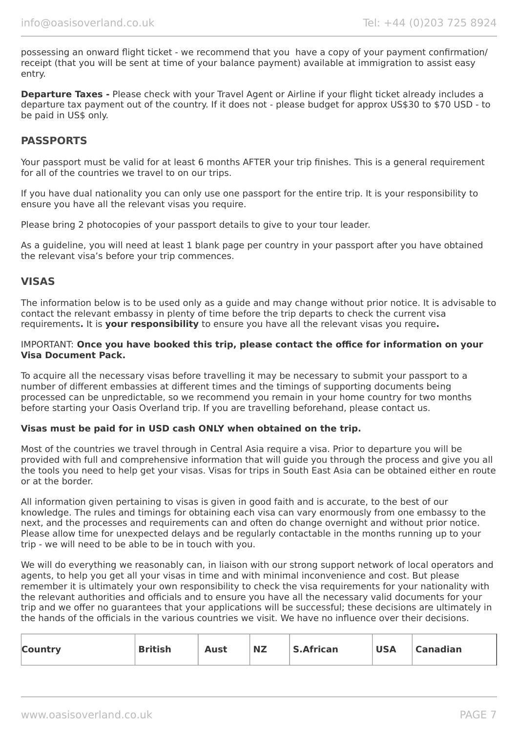possessing an onward flight ticket - we recommend that you  have a copy of your payment confirmation/ receipt (that you will be sent at time of your balance payment) available at immigration to assist easy entry.

**Departure Taxes -** Please check with your Travel Agent or Airline if your flight ticket already includes a departure tax payment out of the country. If it does not - please budget for approx US$30 to $70 USD - to be paid in US$ only.

## PASSPORTS

Your passport must be valid for at least 6 months AFTER your trip finishes. This is a general requirement for all of the countries we travel to on our trips.

If you have dual nationality you can only use one passport for the entire trip. It is your responsibility to ensure you have all the relevant visas you require.

Please bring 2 photocopies of your passport details to give to your tour leader.

As a guideline, you will need at least 1 blank page per country in your passport after you have obtained the relevant visa's before your trip commences.

## VISAS

The information below is to be used only as a guide and may change without prior notice. It is advisable to contact the relevant embassy in plenty of time before the trip departs to check the current visa requirements**.** It is **your responsibility** to ensure you have all the relevant visas you require**.**

IMPORTANT: **Once you have booked this trip, please contact the office for information on your Visa Document Pack.**

To acquire all the necessary visas before travelling it may be necessary to submit your passport to a number of different embassies at different times and the timings of supporting documents being processed can be unpredictable, so we recommend you remain in your home country for two months before starting your Oasis Overland trip. If you are travelling beforehand, please contact us.

**Visas must be paid for in USD cash ONLY when obtained on the trip.**

Most of the countries we travel through in Central Asia require a visa. Prior to departure you will be provided with full and comprehensive information that will guide you through the process and give you all the tools you need to help get your visas. Visas for trips in South East Asia can be obtained either en route or at the border.

All information given pertaining to visas is given in good faith and is accurate, to the best of our knowledge. The rules and timings for obtaining each visa can vary enormously from one embassy to the next, and the processes and requirements can and often do change overnight and without prior notice. Please allow time for unexpected delays and be regularly contactable in the months running up to your trip - we will need to be able to be in touch with you.

We will do everything we reasonably can, in liaison with our strong support network of local operators and agents, to help you get all your visas in time and with minimal inconvenience and cost. But please remember it is ultimately your own responsibility to check the visa requirements for your nationality with the relevant authorities and officials and to ensure you have all the necessary valid documents for your trip and we offer no guarantees that your applications will be successful; these decisions are ultimately in the hands of the officials in the various countries we visit. We have no influence over their decisions.

| Country | British | Aust | NZ | S.African | USA | Canadian |
| --- | --- | --- | --- | --- | --- | --- |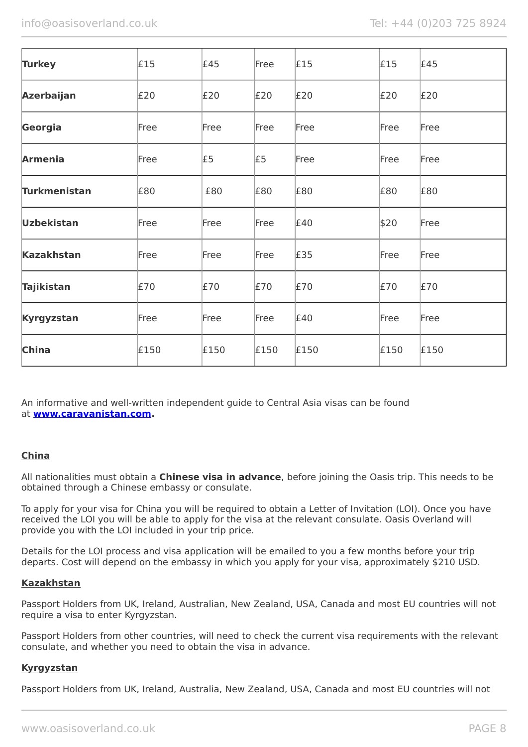| Turkey | £15 | £45 | Free | £15 | £15 | £45 |
|---|---|---|---|---|---|---|
| **Azerbaijan** | £20 | £20 | £20 | £20 | £20 | £20 |
| **Georgia** | Free | Free | Free | Free | Free | Free |
| **Armenia** | Free | £5 | £5 | Free | Free | Free |
| **Turkmenistan** | £80 | £80 | £80 | £80 | £80 | £80 |
| **Uzbekistan** | Free | Free | Free | £40 | $20 | Free |
| **Kazakhstan** | Free | Free | Free | £35 | Free | Free |
| **Tajikistan** | £70 | £70 | £70 | £70 | £70 | £70 |
| **Kyrgyzstan** | Free | Free | Free | £40 | Free | Free |
| **China** | £150 | £150 | £150 | £150 | £150 | £150 |

An informative and well-written independent guide to Central Asia visas can be found at **www.caravanistan.com.**

**China**

All nationalities must obtain a **Chinese visa in advance**, before joining the Oasis trip. This needs to be obtained through a Chinese embassy or consulate.

To apply for your visa for China you will be required to obtain a Letter of Invitation (LOI). Once you have received the LOI you will be able to apply for the visa at the relevant consulate. Oasis Overland will provide you with the LOI included in your trip price.

Details for the LOI process and visa application will be emailed to you a few months before your trip departs. Cost will depend on the embassy in which you apply for your visa, approximately $210 USD.

**Kazakhstan**

Passport Holders from UK, Ireland, Australian, New Zealand, USA, Canada and most EU countries will not require a visa to enter Kyrgyzstan.

Passport Holders from other countries, will need to check the current visa requirements with the relevant consulate, and whether you need to obtain the visa in advance.

**Kyrgyzstan**

Passport Holders from UK, Ireland, Australia, New Zealand, USA, Canada and most EU countries will not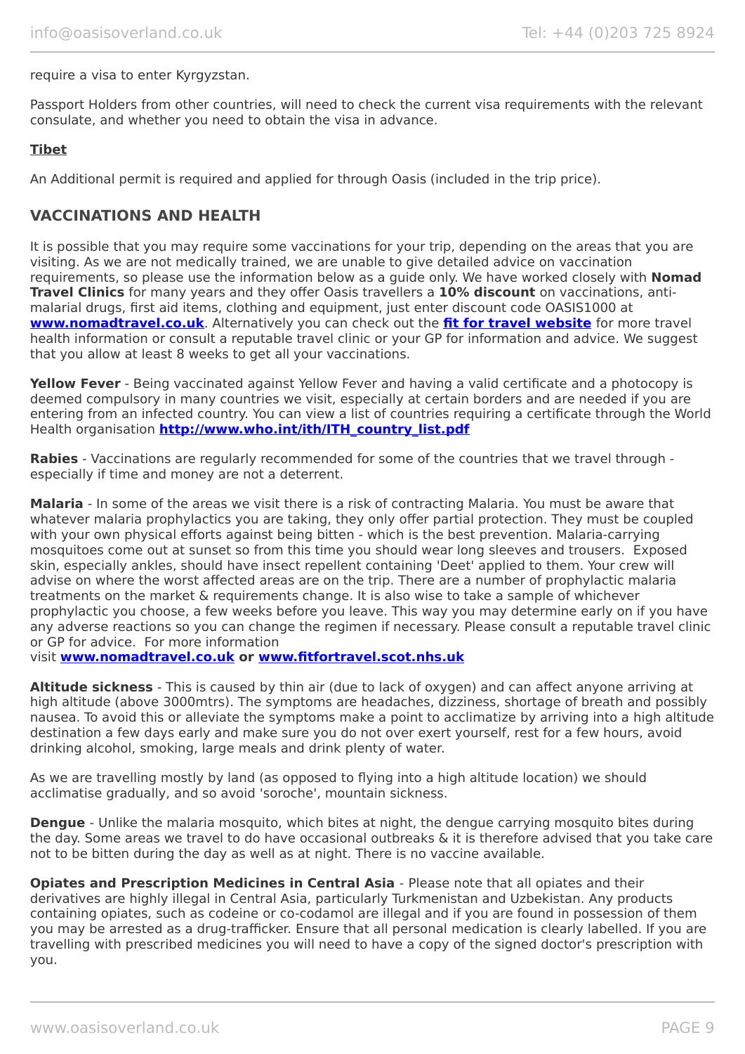require a visa to enter Kyrgyzstan.

Passport Holders from other countries, will need to check the current visa requirements with the relevant consulate, and whether you need to obtain the visa in advance.

**Tibet**

An Additional permit is required and applied for through Oasis (included in the trip price).

## VACCINATIONS AND HEALTH

It is possible that you may require some vaccinations for your trip, depending on the areas that you are visiting. As we are not medically trained, we are unable to give detailed advice on vaccination requirements, so please use the information below as a guide only. We have worked closely with **Nomad Travel Clinics** for many years and they offer Oasis travellers a **10% discount** on vaccinations, anti-malarial drugs, first aid items, clothing and equipment, just enter discount code OASIS1000 at **www.nomadtravel.co.uk**. Alternatively you can check out the **fit for travel website** for more travel health information or consult a reputable travel clinic or your GP for information and advice. We suggest that you allow at least 8 weeks to get all your vaccinations.

**Yellow Fever** - Being vaccinated against Yellow Fever and having a valid certificate and a photocopy is deemed compulsory in many countries we visit, especially at certain borders and are needed if you are entering from an infected country. You can view a list of countries requiring a certificate through the World Health organisation **http://www.who.int/ith/ITH_country_list.pdf**

**Rabies** - Vaccinations are regularly recommended for some of the countries that we travel through - especially if time and money are not a deterrent.

**Malaria** - In some of the areas we visit there is a risk of contracting Malaria. You must be aware that whatever malaria prophylactics you are taking, they only offer partial protection. They must be coupled with your own physical efforts against being bitten - which is the best prevention. Malaria-carrying mosquitoes come out at sunset so from this time you should wear long sleeves and trousers. Exposed skin, especially ankles, should have insect repellent containing 'Deet' applied to them. Your crew will advise on where the worst affected areas are on the trip. There are a number of prophylactic malaria treatments on the market & requirements change. It is also wise to take a sample of whichever prophylactic you choose, a few weeks before you leave. This way you may determine early on if you have any adverse reactions so you can change the regimen if necessary. Please consult a reputable travel clinic or GP for advice. For more information visit **www.nomadtravel.co.uk or www.fitfortravel.scot.nhs.uk**

**Altitude sickness** - This is caused by thin air (due to lack of oxygen) and can affect anyone arriving at high altitude (above 3000mtrs). The symptoms are headaches, dizziness, shortage of breath and possibly nausea. To avoid this or alleviate the symptoms make a point to acclimatize by arriving into a high altitude destination a few days early and make sure you do not over exert yourself, rest for a few hours, avoid drinking alcohol, smoking, large meals and drink plenty of water.

As we are travelling mostly by land (as opposed to flying into a high altitude location) we should acclimatise gradually, and so avoid 'soroche', mountain sickness.

**Dengue** - Unlike the malaria mosquito, which bites at night, the dengue carrying mosquito bites during the day. Some areas we travel to do have occasional outbreaks & it is therefore advised that you take care not to be bitten during the day as well as at night. There is no vaccine available.

**Opiates and Prescription Medicines in Central Asia** - Please note that all opiates and their derivatives are highly illegal in Central Asia, particularly Turkmenistan and Uzbekistan. Any products containing opiates, such as codeine or co-codamol are illegal and if you are found in possession of them you may be arrested as a drug-trafficker. Ensure that all personal medication is clearly labelled. If you are travelling with prescribed medicines you will need to have a copy of the signed doctor's prescription with you.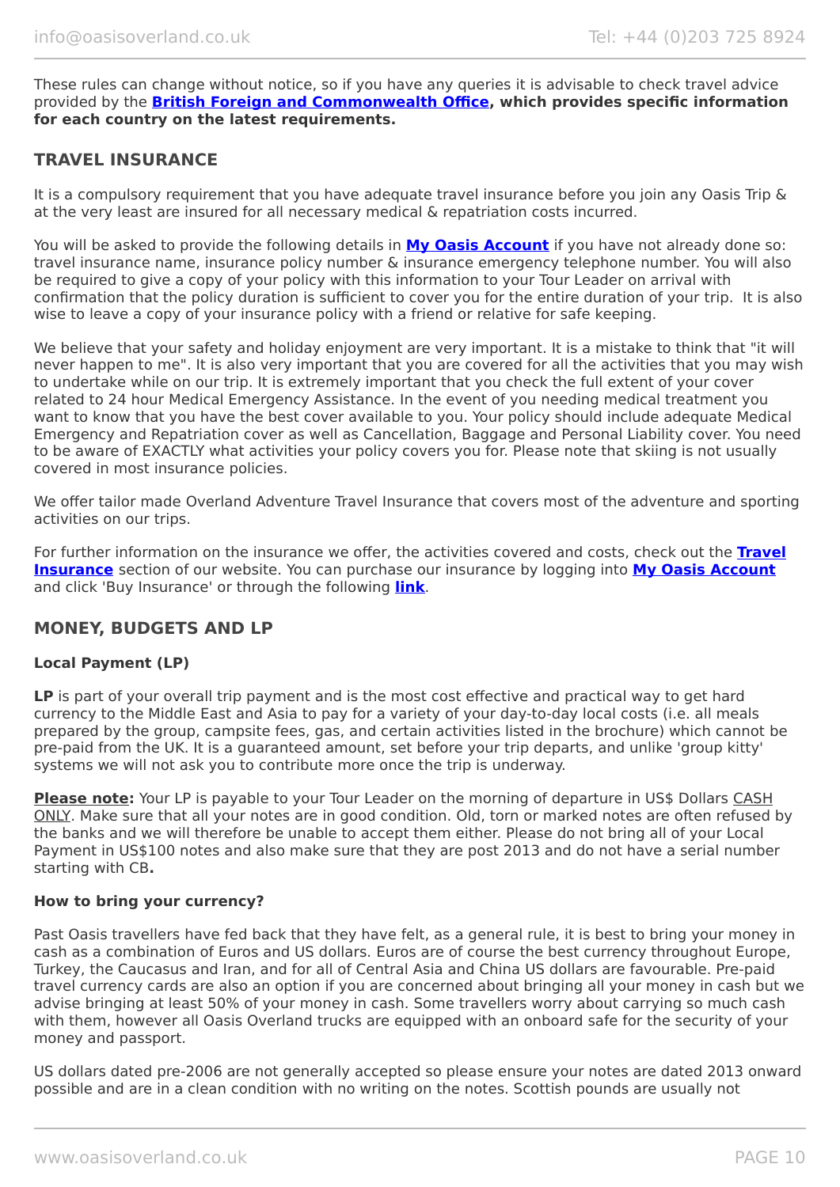These rules can change without notice, so if you have any queries it is advisable to check travel advice provided by the **British Foreign and Commonwealth Office, which provides specific information for each country on the latest requirements.**

## TRAVEL INSURANCE

It is a compulsory requirement that you have adequate travel insurance before you join any Oasis Trip & at the very least are insured for all necessary medical & repatriation costs incurred.

You will be asked to provide the following details in **My Oasis Account** if you have not already done so: travel insurance name, insurance policy number & insurance emergency telephone number. You will also be required to give a copy of your policy with this information to your Tour Leader on arrival with confirmation that the policy duration is sufficient to cover you for the entire duration of your trip. It is also wise to leave a copy of your insurance policy with a friend or relative for safe keeping.

We believe that your safety and holiday enjoyment are very important. It is a mistake to think that "it will never happen to me". It is also very important that you are covered for all the activities that you may wish to undertake while on our trip. It is extremely important that you check the full extent of your cover related to 24 hour Medical Emergency Assistance. In the event of you needing medical treatment you want to know that you have the best cover available to you. Your policy should include adequate Medical Emergency and Repatriation cover as well as Cancellation, Baggage and Personal Liability cover. You need to be aware of EXACTLY what activities your policy covers you for. Please note that skiing is not usually covered in most insurance policies.

We offer tailor made Overland Adventure Travel Insurance that covers most of the adventure and sporting activities on our trips.

For further information on the insurance we offer, the activities covered and costs, check out the **Travel Insurance** section of our website. You can purchase our insurance by logging into **My Oasis Account** and click 'Buy Insurance' or through the following **link**.

## MONEY, BUDGETS AND LP

### Local Payment (LP)

**LP** is part of your overall trip payment and is the most cost effective and practical way to get hard currency to the Middle East and Asia to pay for a variety of your day-to-day local costs (i.e. all meals prepared by the group, campsite fees, gas, and certain activities listed in the brochure) which cannot be pre-paid from the UK. It is a guaranteed amount, set before your trip departs, and unlike 'group kitty' systems we will not ask you to contribute more once the trip is underway.

**Please note:** Your LP is payable to your Tour Leader on the morning of departure in US$ Dollars CASH ONLY. Make sure that all your notes are in good condition. Old, torn or marked notes are often refused by the banks and we will therefore be unable to accept them either. Please do not bring all of your Local Payment in US$100 notes and also make sure that they are post 2013 and do not have a serial number starting with CB**.**

### How to bring your currency?

Past Oasis travellers have fed back that they have felt, as a general rule, it is best to bring your money in cash as a combination of Euros and US dollars. Euros are of course the best currency throughout Europe, Turkey, the Caucasus and Iran, and for all of Central Asia and China US dollars are favourable. Pre-paid travel currency cards are also an option if you are concerned about bringing all your money in cash but we advise bringing at least 50% of your money in cash. Some travellers worry about carrying so much cash with them, however all Oasis Overland trucks are equipped with an onboard safe for the security of your money and passport.

US dollars dated pre-2006 are not generally accepted so please ensure your notes are dated 2013 onward possible and are in a clean condition with no writing on the notes. Scottish pounds are usually not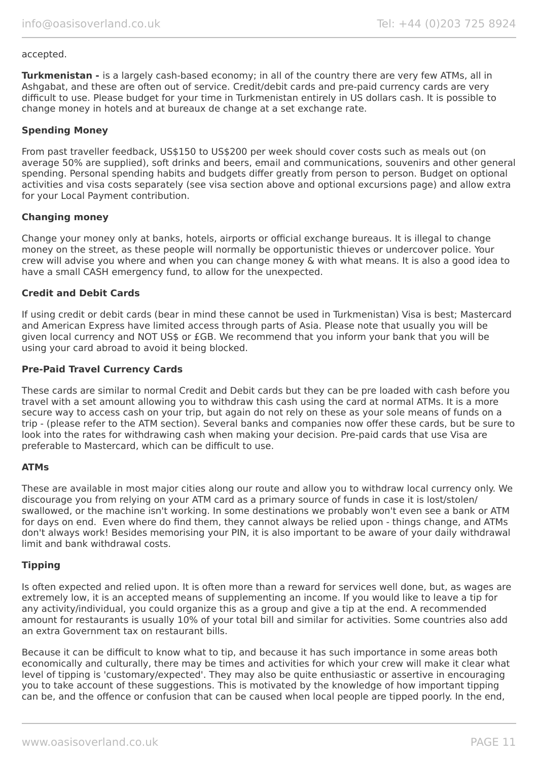accepted.

**Turkmenistan -** is a largely cash-based economy; in all of the country there are very few ATMs, all in Ashgabat, and these are often out of service. Credit/debit cards and pre-paid currency cards are very difficult to use. Please budget for your time in Turkmenistan entirely in US dollars cash. It is possible to change money in hotels and at bureaux de change at a set exchange rate.

**Spending Money**

From past traveller feedback, US$150 to US$200 per week should cover costs such as meals out (on average 50% are supplied), soft drinks and beers, email and communications, souvenirs and other general spending. Personal spending habits and budgets differ greatly from person to person. Budget on optional activities and visa costs separately (see visa section above and optional excursions page) and allow extra for your Local Payment contribution.

**Changing money**

Change your money only at banks, hotels, airports or official exchange bureaus. It is illegal to change money on the street, as these people will normally be opportunistic thieves or undercover police. Your crew will advise you where and when you can change money & with what means. It is also a good idea to have a small CASH emergency fund, to allow for the unexpected.

**Credit and Debit Cards**

If using credit or debit cards (bear in mind these cannot be used in Turkmenistan) Visa is best; Mastercard and American Express have limited access through parts of Asia. Please note that usually you will be given local currency and NOT US$ or £GB. We recommend that you inform your bank that you will be using your card abroad to avoid it being blocked.

**Pre-Paid Travel Currency Cards**

These cards are similar to normal Credit and Debit cards but they can be pre loaded with cash before you travel with a set amount allowing you to withdraw this cash using the card at normal ATMs. It is a more secure way to access cash on your trip, but again do not rely on these as your sole means of funds on a trip - (please refer to the ATM section). Several banks and companies now offer these cards, but be sure to look into the rates for withdrawing cash when making your decision. Pre-paid cards that use Visa are preferable to Mastercard, which can be difficult to use.

**ATMs**

These are available in most major cities along our route and allow you to withdraw local currency only. We discourage you from relying on your ATM card as a primary source of funds in case it is lost/stolen/swallowed, or the machine isn't working. In some destinations we probably won't even see a bank or ATM for days on end.  Even where do find them, they cannot always be relied upon - things change, and ATMs don't always work! Besides memorising your PIN, it is also important to be aware of your daily withdrawal limit and bank withdrawal costs.

**Tipping**

Is often expected and relied upon. It is often more than a reward for services well done, but, as wages are extremely low, it is an accepted means of supplementing an income. If you would like to leave a tip for any activity/individual, you could organize this as a group and give a tip at the end. A recommended amount for restaurants is usually 10% of your total bill and similar for activities. Some countries also add an extra Government tax on restaurant bills.

Because it can be difficult to know what to tip, and because it has such importance in some areas both economically and culturally, there may be times and activities for which your crew will make it clear what level of tipping is 'customary/expected'. They may also be quite enthusiastic or assertive in encouraging you to take account of these suggestions. This is motivated by the knowledge of how important tipping can be, and the offence or confusion that can be caused when local people are tipped poorly. In the end,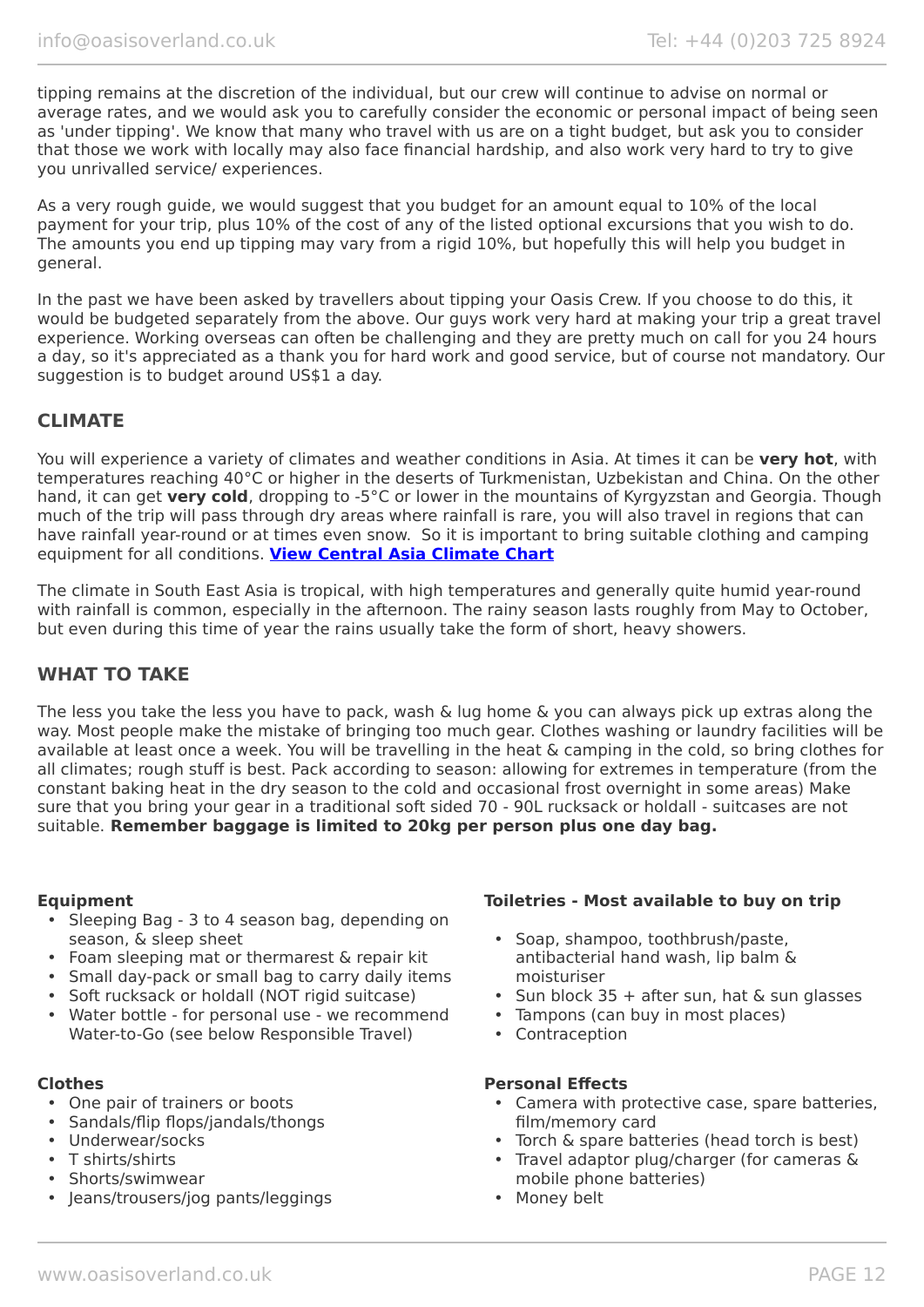tipping remains at the discretion of the individual, but our crew will continue to advise on normal or average rates, and we would ask you to carefully consider the economic or personal impact of being seen as 'under tipping'. We know that many who travel with us are on a tight budget, but ask you to consider that those we work with locally may also face financial hardship, and also work very hard to try to give you unrivalled service/ experiences.

As a very rough guide, we would suggest that you budget for an amount equal to 10% of the local payment for your trip, plus 10% of the cost of any of the listed optional excursions that you wish to do. The amounts you end up tipping may vary from a rigid 10%, but hopefully this will help you budget in general.

In the past we have been asked by travellers about tipping your Oasis Crew. If you choose to do this, it would be budgeted separately from the above. Our guys work very hard at making your trip a great travel experience. Working overseas can often be challenging and they are pretty much on call for you 24 hours a day, so it's appreciated as a thank you for hard work and good service, but of course not mandatory. Our suggestion is to budget around US$1 a day.

## CLIMATE

You will experience a variety of climates and weather conditions in Asia. At times it can be **very hot**, with temperatures reaching 40°C or higher in the deserts of Turkmenistan, Uzbekistan and China. On the other hand, it can get **very cold**, dropping to -5°C or lower in the mountains of Kyrgyzstan and Georgia. Though much of the trip will pass through dry areas where rainfall is rare, you will also travel in regions that can have rainfall year-round or at times even snow. So it is important to bring suitable clothing and camping equipment for all conditions. **View Central Asia Climate Chart**

The climate in South East Asia is tropical, with high temperatures and generally quite humid year-round with rainfall is common, especially in the afternoon. The rainy season lasts roughly from May to October, but even during this time of year the rains usually take the form of short, heavy showers.

## WHAT TO TAKE

The less you take the less you have to pack, wash & lug home & you can always pick up extras along the way. Most people make the mistake of bringing too much gear. Clothes washing or laundry facilities will be available at least once a week. You will be travelling in the heat & camping in the cold, so bring clothes for all climates; rough stuff is best. Pack according to season: allowing for extremes in temperature (from the constant baking heat in the dry season to the cold and occasional frost overnight in some areas) Make sure that you bring your gear in a traditional soft sided 70 - 90L rucksack or holdall - suitcases are not suitable. **Remember baggage is limited to 20kg per person plus one day bag.**

**Equipment**

- Sleeping Bag - 3 to 4 season bag, depending on season, & sleep sheet
- Foam sleeping mat or thermarest & repair kit
- Small day-pack or small bag to carry daily items
- Soft rucksack or holdall (NOT rigid suitcase)
- Water bottle - for personal use - we recommend Water-to-Go (see below Responsible Travel)

**Clothes**

- One pair of trainers or boots
- Sandals/flip flops/jandals/thongs
- Underwear/socks
- T shirts/shirts
- Shorts/swimwear
- Jeans/trousers/jog pants/leggings

**Toiletries - Most available to buy on trip**

- Soap, shampoo, toothbrush/paste, antibacterial hand wash, lip balm & moisturiser
- Sun block 35 + after sun, hat & sun glasses
- Tampons (can buy in most places)
- Contraception

**Personal Effects**

- Camera with protective case, spare batteries, film/memory card
- Torch & spare batteries (head torch is best)
- Travel adaptor plug/charger (for cameras & mobile phone batteries)
- Money belt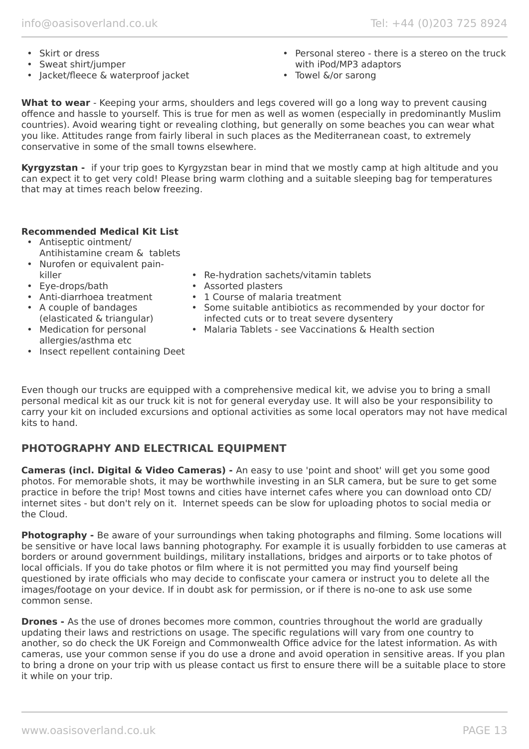- Skirt or dress
- Sweat shirt/jumper
- Jacket/fleece & waterproof jacket
- Personal stereo - there is a stereo on the truck with iPod/MP3 adaptors
- Towel &/or sarong

**What to wear** - Keeping your arms, shoulders and legs covered will go a long way to prevent causing offence and hassle to yourself. This is true for men as well as women (especially in predominantly Muslim countries). Avoid wearing tight or revealing clothing, but generally on some beaches you can wear what you like. Attitudes range from fairly liberal in such places as the Mediterranean coast, to extremely conservative in some of the small towns elsewhere.

**Kyrgyzstan -** if your trip goes to Kyrgyzstan bear in mind that we mostly camp at high altitude and you can expect it to get very cold! Please bring warm clothing and a suitable sleeping bag for temperatures that may at times reach below freezing.

**Recommended Medical Kit List**

- Antiseptic ointment/ Antihistamine cream & tablets
- Nurofen or equivalent pain-killer
- Eye-drops/bath
- Anti-diarrhoea treatment
- A couple of bandages (elasticated & triangular)
- Medication for personal allergies/asthma etc
- Insect repellent containing Deet
- Re-hydration sachets/vitamin tablets
- Assorted plasters
- 1 Course of malaria treatment
- Some suitable antibiotics as recommended by your doctor for infected cuts or to treat severe dysentery
- Malaria Tablets - see Vaccinations & Health section

Even though our trucks are equipped with a comprehensive medical kit, we advise you to bring a small personal medical kit as our truck kit is not for general everyday use. It will also be your responsibility to carry your kit on included excursions and optional activities as some local operators may not have medical kits to hand.

## PHOTOGRAPHY AND ELECTRICAL EQUIPMENT

**Cameras (incl. Digital & Video Cameras) -** An easy to use 'point and shoot' will get you some good photos. For memorable shots, it may be worthwhile investing in an SLR camera, but be sure to get some practice in before the trip! Most towns and cities have internet cafes where you can download onto CD/ internet sites - but don't rely on it. Internet speeds can be slow for uploading photos to social media or the Cloud.

**Photography -** Be aware of your surroundings when taking photographs and filming. Some locations will be sensitive or have local laws banning photography. For example it is usually forbidden to use cameras at borders or around government buildings, military installations, bridges and airports or to take photos of local officials. If you do take photos or film where it is not permitted you may find yourself being questioned by irate officials who may decide to confiscate your camera or instruct you to delete all the images/footage on your device. If in doubt ask for permission, or if there is no-one to ask use some common sense.

**Drones -** As the use of drones becomes more common, countries throughout the world are gradually updating their laws and restrictions on usage. The specific regulations will vary from one country to another, so do check the UK Foreign and Commonwealth Office advice for the latest information. As with cameras, use your common sense if you do use a drone and avoid operation in sensitive areas. If you plan to bring a drone on your trip with us please contact us first to ensure there will be a suitable place to store it while on your trip.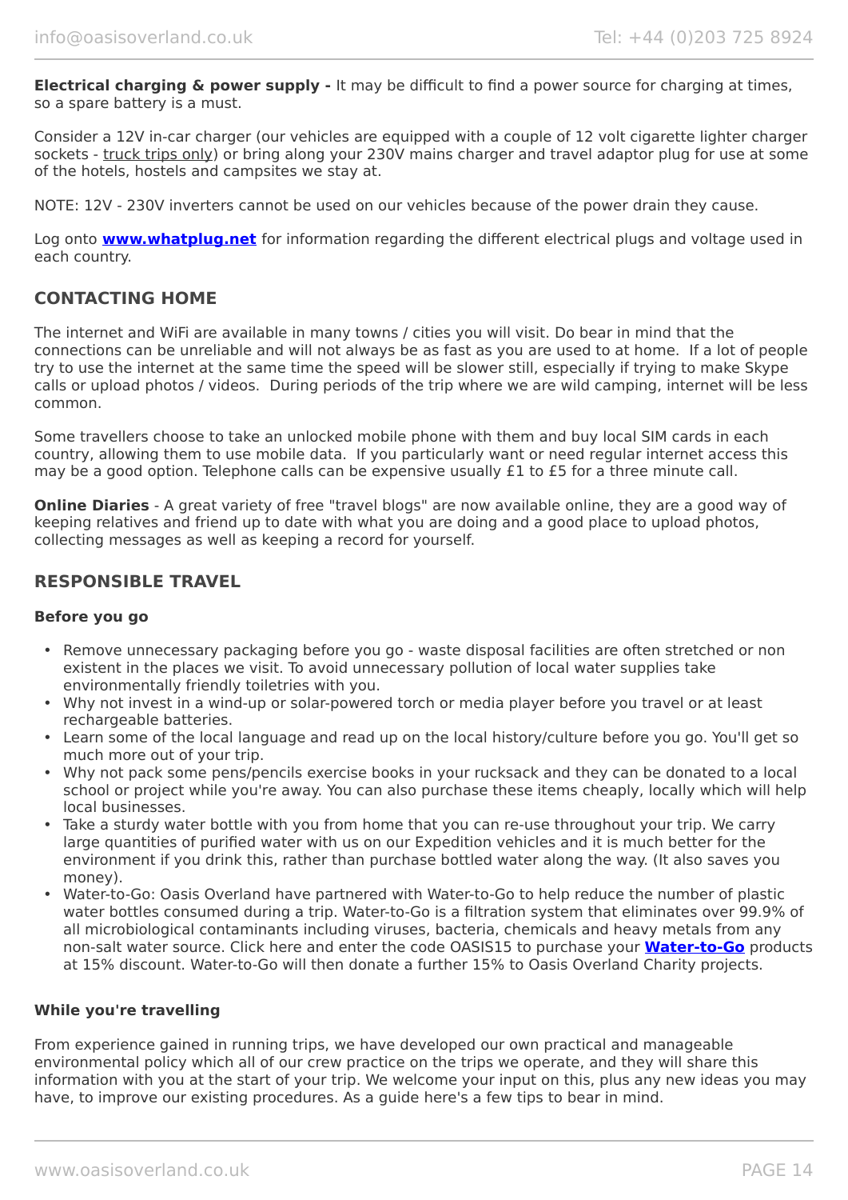**Electrical charging & power supply -** It may be difficult to find a power source for charging at times, so a spare battery is a must.

Consider a 12V in-car charger (our vehicles are equipped with a couple of 12 volt cigarette lighter charger sockets - truck trips only) or bring along your 230V mains charger and travel adaptor plug for use at some of the hotels, hostels and campsites we stay at.

NOTE: 12V - 230V inverters cannot be used on our vehicles because of the power drain they cause.

Log onto **[www.whatplug.net](http://www.whatplug.net)** for information regarding the different electrical plugs and voltage used in each country.

## CONTACTING HOME

The internet and WiFi are available in many towns / cities you will visit. Do bear in mind that the connections can be unreliable and will not always be as fast as you are used to at home. If a lot of people try to use the internet at the same time the speed will be slower still, especially if trying to make Skype calls or upload photos / videos. During periods of the trip where we are wild camping, internet will be less common.

Some travellers choose to take an unlocked mobile phone with them and buy local SIM cards in each country, allowing them to use mobile data. If you particularly want or need regular internet access this may be a good option. Telephone calls can be expensive usually £1 to £5 for a three minute call.

**Online Diaries** - A great variety of free "travel blogs" are now available online, they are a good way of keeping relatives and friend up to date with what you are doing and a good place to upload photos, collecting messages as well as keeping a record for yourself.

## RESPONSIBLE TRAVEL

### Before you go

- Remove unnecessary packaging before you go - waste disposal facilities are often stretched or non existent in the places we visit. To avoid unnecessary pollution of local water supplies take environmentally friendly toiletries with you.
- Why not invest in a wind-up or solar-powered torch or media player before you travel or at least rechargeable batteries.
- Learn some of the local language and read up on the local history/culture before you go. You'll get so much more out of your trip.
- Why not pack some pens/pencils exercise books in your rucksack and they can be donated to a local school or project while you're away. You can also purchase these items cheaply, locally which will help local businesses.
- Take a sturdy water bottle with you from home that you can re-use throughout your trip. We carry large quantities of purified water with us on our Expedition vehicles and it is much better for the environment if you drink this, rather than purchase bottled water along the way. (It also saves you money).
- Water-to-Go: Oasis Overland have partnered with Water-to-Go to help reduce the number of plastic water bottles consumed during a trip. Water-to-Go is a filtration system that eliminates over 99.9% of all microbiological contaminants including viruses, bacteria, chemicals and heavy metals from any non-salt water source. Click here and enter the code OASIS15 to purchase your **Water-to-Go** products at 15% discount. Water-to-Go will then donate a further 15% to Oasis Overland Charity projects.

### While you're travelling

From experience gained in running trips, we have developed our own practical and manageable environmental policy which all of our crew practice on the trips we operate, and they will share this information with you at the start of your trip. We welcome your input on this, plus any new ideas you may have, to improve our existing procedures. As a guide here's a few tips to bear in mind.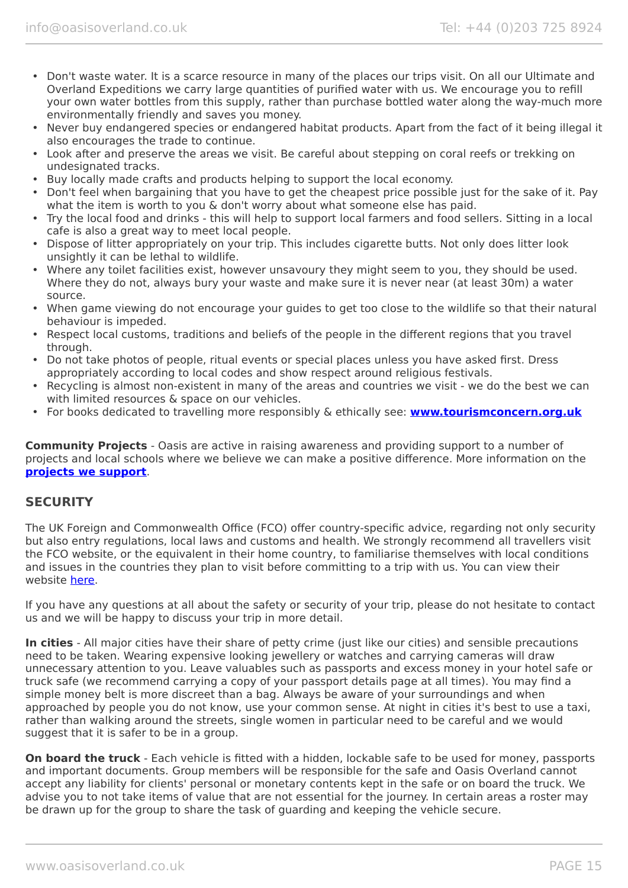- Don't waste water. It is a scarce resource in many of the places our trips visit. On all our Ultimate and Overland Expeditions we carry large quantities of purified water with us. We encourage you to refill your own water bottles from this supply, rather than purchase bottled water along the way-much more environmentally friendly and saves you money.
- Never buy endangered species or endangered habitat products. Apart from the fact of it being illegal it also encourages the trade to continue.
- Look after and preserve the areas we visit. Be careful about stepping on coral reefs or trekking on undesignated tracks.
- Buy locally made crafts and products helping to support the local economy.
- Don't feel when bargaining that you have to get the cheapest price possible just for the sake of it. Pay what the item is worth to you & don't worry about what someone else has paid.
- Try the local food and drinks - this will help to support local farmers and food sellers. Sitting in a local cafe is also a great way to meet local people.
- Dispose of litter appropriately on your trip. This includes cigarette butts. Not only does litter look unsightly it can be lethal to wildlife.
- Where any toilet facilities exist, however unsavoury they might seem to you, they should be used. Where they do not, always bury your waste and make sure it is never near (at least 30m) a water source.
- When game viewing do not encourage your guides to get too close to the wildlife so that their natural behaviour is impeded.
- Respect local customs, traditions and beliefs of the people in the different regions that you travel through.
- Do not take photos of people, ritual events or special places unless you have asked first. Dress appropriately according to local codes and show respect around religious festivals.
- Recycling is almost non-existent in many of the areas and countries we visit - we do the best we can with limited resources & space on our vehicles.
- For books dedicated to travelling more responsibly & ethically see: **www.tourismconcern.org.uk**

**Community Projects** - Oasis are active in raising awareness and providing support to a number of projects and local schools where we believe we can make a positive difference. More information on the **projects we support**.

## SECURITY

The UK Foreign and Commonwealth Office (FCO) offer country-specific advice, regarding not only security but also entry regulations, local laws and customs and health. We strongly recommend all travellers visit the FCO website, or the equivalent in their home country, to familiarise themselves with local conditions and issues in the countries they plan to visit before committing to a trip with us. You can view their website here.

If you have any questions at all about the safety or security of your trip, please do not hesitate to contact us and we will be happy to discuss your trip in more detail.

**In cities** - All major cities have their share of petty crime (just like our cities) and sensible precautions need to be taken. Wearing expensive looking jewellery or watches and carrying cameras will draw unnecessary attention to you. Leave valuables such as passports and excess money in your hotel safe or truck safe (we recommend carrying a copy of your passport details page at all times). You may find a simple money belt is more discreet than a bag. Always be aware of your surroundings and when approached by people you do not know, use your common sense. At night in cities it's best to use a taxi, rather than walking around the streets, single women in particular need to be careful and we would suggest that it is safer to be in a group.

**On board the truck** - Each vehicle is fitted with a hidden, lockable safe to be used for money, passports and important documents. Group members will be responsible for the safe and Oasis Overland cannot accept any liability for clients' personal or monetary contents kept in the safe or on board the truck. We advise you to not take items of value that are not essential for the journey. In certain areas a roster may be drawn up for the group to share the task of guarding and keeping the vehicle secure.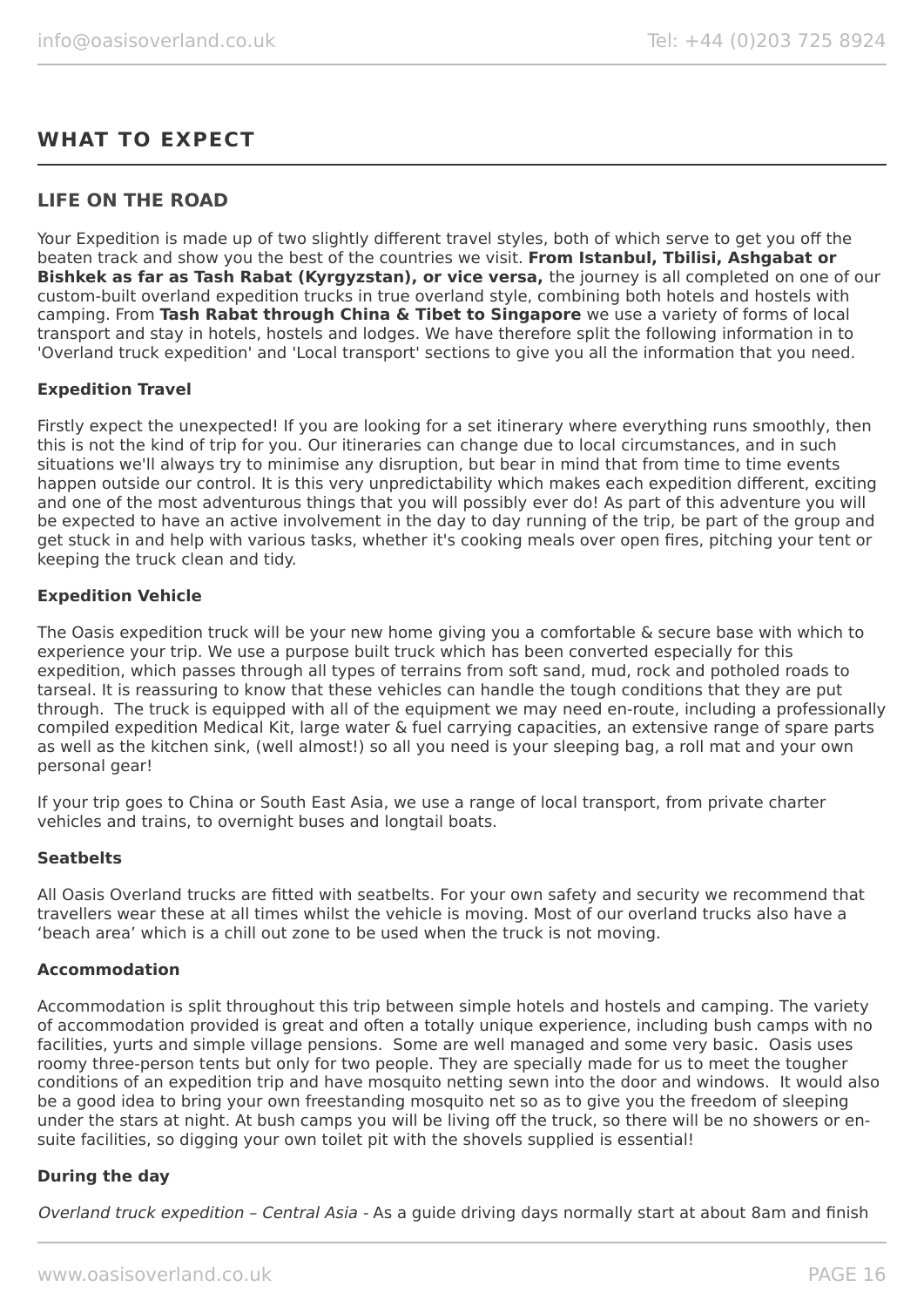## WHAT TO EXPECT

### LIFE ON THE ROAD

Your Expedition is made up of two slightly different travel styles, both of which serve to get you off the beaten track and show you the best of the countries we visit. **From Istanbul, Tbilisi, Ashgabat or Bishkek as far as Tash Rabat (Kyrgyzstan), or vice versa,** the journey is all completed on one of our custom-built overland expedition trucks in true overland style, combining both hotels and hostels with camping. From **Tash Rabat through China & Tibet to Singapore** we use a variety of forms of local transport and stay in hotels, hostels and lodges. We have therefore split the following information in to 'Overland truck expedition' and 'Local transport' sections to give you all the information that you need.

**Expedition Travel**

Firstly expect the unexpected! If you are looking for a set itinerary where everything runs smoothly, then this is not the kind of trip for you. Our itineraries can change due to local circumstances, and in such situations we'll always try to minimise any disruption, but bear in mind that from time to time events happen outside our control. It is this very unpredictability which makes each expedition different, exciting and one of the most adventurous things that you will possibly ever do! As part of this adventure you will be expected to have an active involvement in the day to day running of the trip, be part of the group and get stuck in and help with various tasks, whether it's cooking meals over open fires, pitching your tent or keeping the truck clean and tidy.

**Expedition Vehicle**

The Oasis expedition truck will be your new home giving you a comfortable & secure base with which to experience your trip. We use a purpose built truck which has been converted especially for this expedition, which passes through all types of terrains from soft sand, mud, rock and potholed roads to tarseal. It is reassuring to know that these vehicles can handle the tough conditions that they are put through. The truck is equipped with all of the equipment we may need en-route, including a professionally compiled expedition Medical Kit, large water & fuel carrying capacities, an extensive range of spare parts as well as the kitchen sink, (well almost!) so all you need is your sleeping bag, a roll mat and your own personal gear!

If your trip goes to China or South East Asia, we use a range of local transport, from private charter vehicles and trains, to overnight buses and longtail boats.

**Seatbelts**

All Oasis Overland trucks are fitted with seatbelts. For your own safety and security we recommend that travellers wear these at all times whilst the vehicle is moving. Most of our overland trucks also have a 'beach area' which is a chill out zone to be used when the truck is not moving.

**Accommodation**

Accommodation is split throughout this trip between simple hotels and hostels and camping. The variety of accommodation provided is great and often a totally unique experience, including bush camps with no facilities, yurts and simple village pensions. Some are well managed and some very basic. Oasis uses roomy three-person tents but only for two people. They are specially made for us to meet the tougher conditions of an expedition trip and have mosquito netting sewn into the door and windows. It would also be a good idea to bring your own freestanding mosquito net so as to give you the freedom of sleeping under the stars at night. At bush camps you will be living off the truck, so there will be no showers or en-suite facilities, so digging your own toilet pit with the shovels supplied is essential!

**During the day**

*Overland truck expedition – Central Asia* - As a guide driving days normally start at about 8am and finish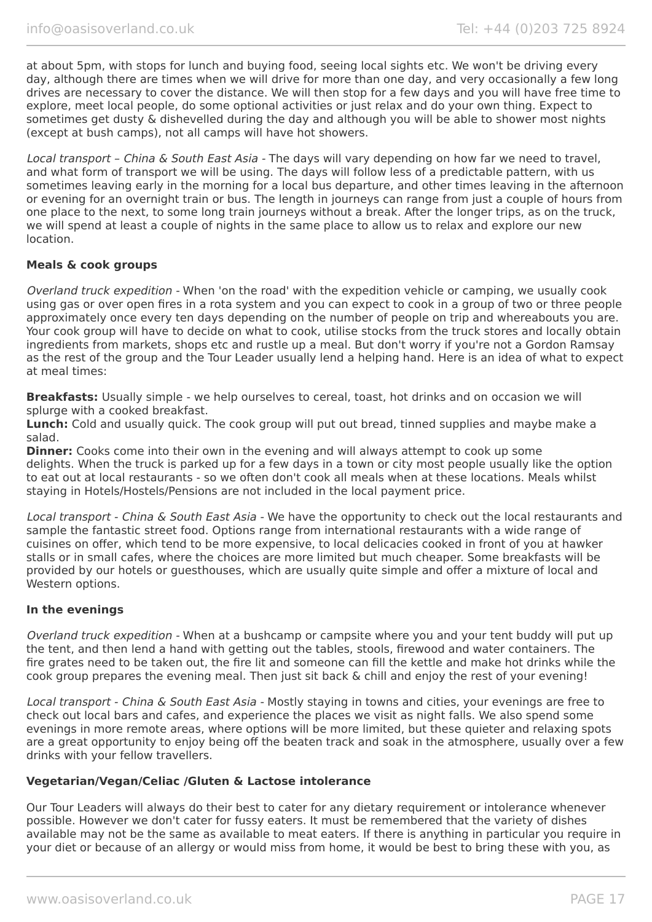at about 5pm, with stops for lunch and buying food, seeing local sights etc. We won't be driving every day, although there are times when we will drive for more than one day, and very occasionally a few long drives are necessary to cover the distance. We will then stop for a few days and you will have free time to explore, meet local people, do some optional activities or just relax and do your own thing. Expect to sometimes get dusty & dishevelled during the day and although you will be able to shower most nights (except at bush camps), not all camps will have hot showers.

*Local transport – China & South East Asia* - The days will vary depending on how far we need to travel, and what form of transport we will be using. The days will follow less of a predictable pattern, with us sometimes leaving early in the morning for a local bus departure, and other times leaving in the afternoon or evening for an overnight train or bus. The length in journeys can range from just a couple of hours from one place to the next, to some long train journeys without a break. After the longer trips, as on the truck, we will spend at least a couple of nights in the same place to allow us to relax and explore our new location.

**Meals & cook groups**

*Overland truck expedition* - When 'on the road' with the expedition vehicle or camping, we usually cook using gas or over open fires in a rota system and you can expect to cook in a group of two or three people approximately once every ten days depending on the number of people on trip and whereabouts you are. Your cook group will have to decide on what to cook, utilise stocks from the truck stores and locally obtain ingredients from markets, shops etc and rustle up a meal. But don't worry if you're not a Gordon Ramsay as the rest of the group and the Tour Leader usually lend a helping hand. Here is an idea of what to expect at meal times:

**Breakfasts:** Usually simple - we help ourselves to cereal, toast, hot drinks and on occasion we will splurge with a cooked breakfast.
**Lunch:** Cold and usually quick. The cook group will put out bread, tinned supplies and maybe make a salad.
**Dinner:** Cooks come into their own in the evening and will always attempt to cook up some delights. When the truck is parked up for a few days in a town or city most people usually like the option to eat out at local restaurants - so we often don't cook all meals when at these locations. Meals whilst staying in Hotels/Hostels/Pensions are not included in the local payment price.

*Local transport - China & South East Asia* - We have the opportunity to check out the local restaurants and sample the fantastic street food. Options range from international restaurants with a wide range of cuisines on offer, which tend to be more expensive, to local delicacies cooked in front of you at hawker stalls or in small cafes, where the choices are more limited but much cheaper. Some breakfasts will be provided by our hotels or guesthouses, which are usually quite simple and offer a mixture of local and Western options.

**In the evenings**

*Overland truck expedition* - When at a bushcamp or campsite where you and your tent buddy will put up the tent, and then lend a hand with getting out the tables, stools, firewood and water containers. The fire grates need to be taken out, the fire lit and someone can fill the kettle and make hot drinks while the cook group prepares the evening meal. Then just sit back & chill and enjoy the rest of your evening!

*Local transport - China & South East Asia* - Mostly staying in towns and cities, your evenings are free to check out local bars and cafes, and experience the places we visit as night falls. We also spend some evenings in more remote areas, where options will be more limited, but these quieter and relaxing spots are a great opportunity to enjoy being off the beaten track and soak in the atmosphere, usually over a few drinks with your fellow travellers.

**Vegetarian/Vegan/Celiac /Gluten & Lactose intolerance**

Our Tour Leaders will always do their best to cater for any dietary requirement or intolerance whenever possible. However we don't cater for fussy eaters. It must be remembered that the variety of dishes available may not be the same as available to meat eaters. If there is anything in particular you require in your diet or because of an allergy or would miss from home, it would be best to bring these with you, as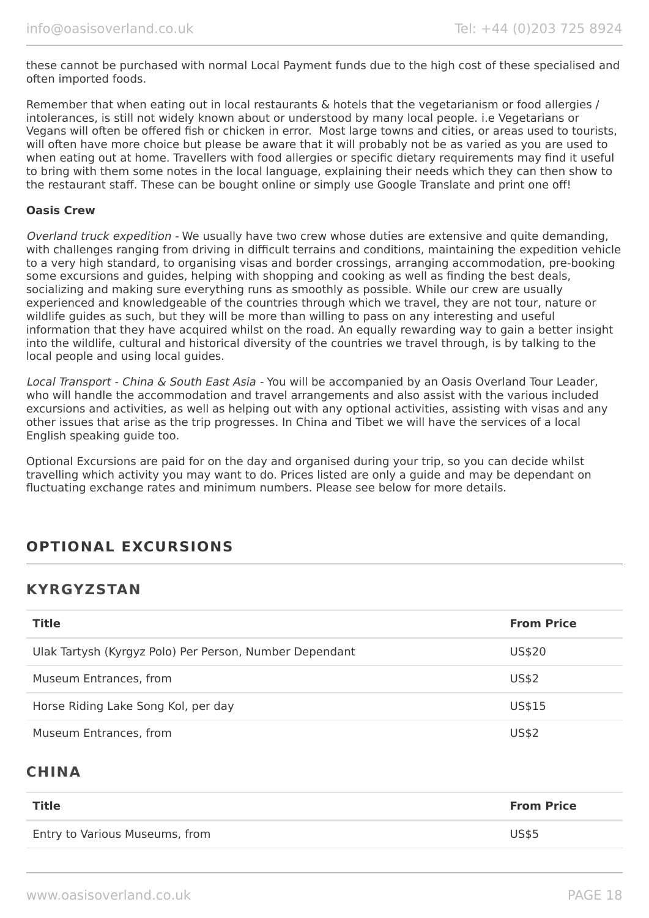these cannot be purchased with normal Local Payment funds due to the high cost of these specialised and often imported foods.

Remember that when eating out in local restaurants & hotels that the vegetarianism or food allergies / intolerances, is still not widely known about or understood by many local people. i.e Vegetarians or Vegans will often be offered fish or chicken in error.  Most large towns and cities, or areas used to tourists, will often have more choice but please be aware that it will probably not be as varied as you are used to when eating out at home. Travellers with food allergies or specific dietary requirements may find it useful to bring with them some notes in the local language, explaining their needs which they can then show to the restaurant staff. These can be bought online or simply use Google Translate and print one off!

**Oasis Crew**

*Overland truck expedition* - We usually have two crew whose duties are extensive and quite demanding, with challenges ranging from driving in difficult terrains and conditions, maintaining the expedition vehicle to a very high standard, to organising visas and border crossings, arranging accommodation, pre-booking some excursions and guides, helping with shopping and cooking as well as finding the best deals, socializing and making sure everything runs as smoothly as possible. While our crew are usually experienced and knowledgeable of the countries through which we travel, they are not tour, nature or wildlife guides as such, but they will be more than willing to pass on any interesting and useful information that they have acquired whilst on the road. An equally rewarding way to gain a better insight into the wildlife, cultural and historical diversity of the countries we travel through, is by talking to the local people and using local guides.

*Local Transport - China & South East Asia* - You will be accompanied by an Oasis Overland Tour Leader, who will handle the accommodation and travel arrangements and also assist with the various included excursions and activities, as well as helping out with any optional activities, assisting with visas and any other issues that arise as the trip progresses. In China and Tibet we will have the services of a local English speaking guide too.

Optional Excursions are paid for on the day and organised during your trip, so you can decide whilst travelling which activity you may want to do. Prices listed are only a guide and may be dependant on fluctuating exchange rates and minimum numbers. Please see below for more details.

## OPTIONAL EXCURSIONS

### KYRGYZSTAN

| Title | From Price |
| --- | --- |
| Ulak Tartysh (Kyrgyz Polo) Per Person, Number Dependant | US$20 |
| Museum Entrances, from | US$2 |
| Horse Riding Lake Song Kol, per day | US$15 |
| Museum Entrances, from | US$2 |

### CHINA

| Title | From Price |
| --- | --- |
| Entry to Various Museums, from | US$5 |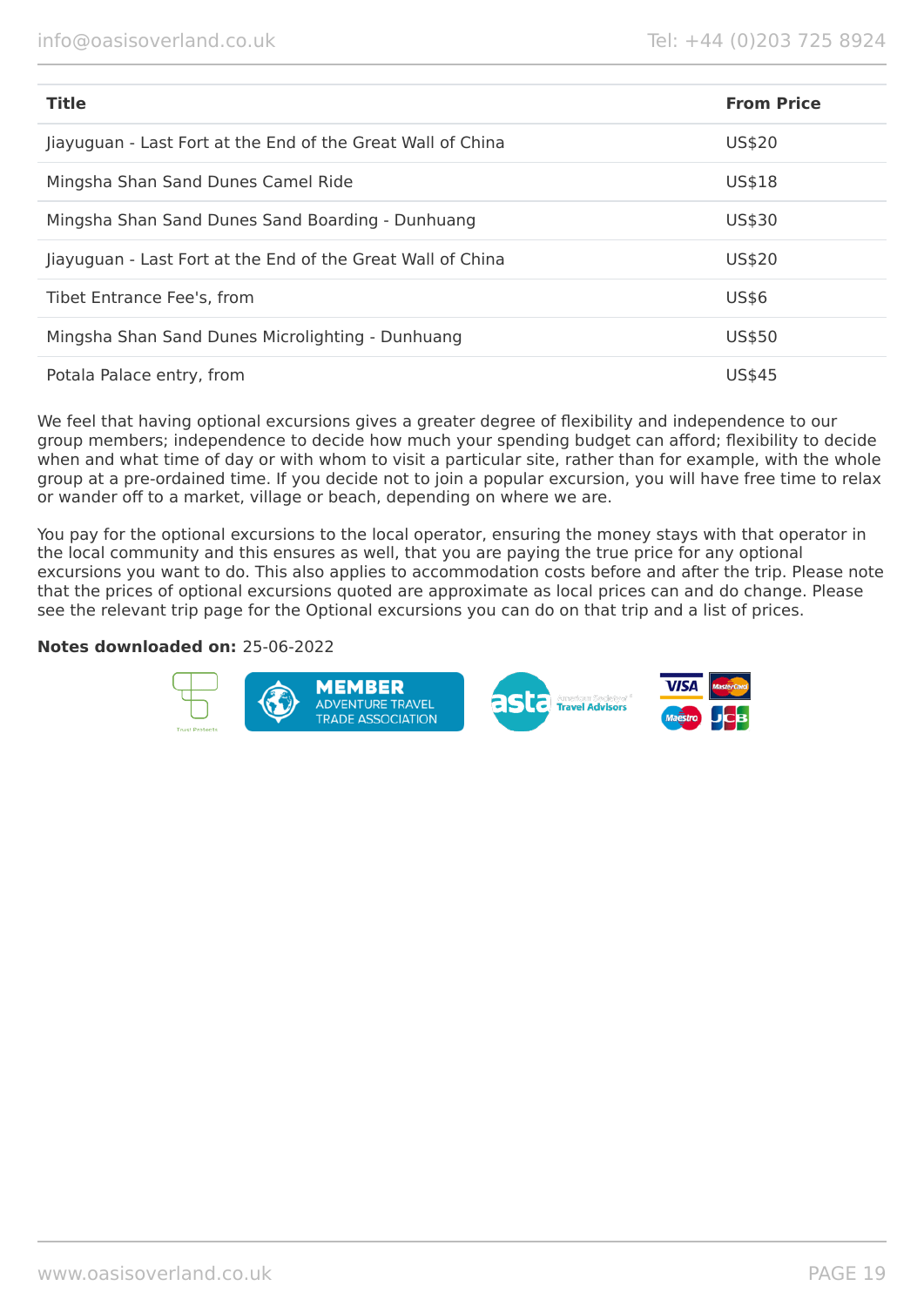| Title | From Price |
|---|---|
| Jiayuguan - Last Fort at the End of the Great Wall of China | US$20 |
| Mingsha Shan Sand Dunes Camel Ride | US$18 |
| Mingsha Shan Sand Dunes Sand Boarding - Dunhuang | US$30 |
| Jiayuguan - Last Fort at the End of the Great Wall of China | US$20 |
| Tibet Entrance Fee's, from | US$6 |
| Mingsha Shan Sand Dunes Microlighting - Dunhuang | US$50 |
| Potala Palace entry, from | US$45 |

We feel that having optional excursions gives a greater degree of flexibility and independence to our group members; independence to decide how much your spending budget can afford; flexibility to decide when and what time of day or with whom to visit a particular site, rather than for example, with the whole group at a pre-ordained time. If you decide not to join a popular excursion, you will have free time to relax or wander off to a market, village or beach, depending on where we are.

You pay for the optional excursions to the local operator, ensuring the money stays with that operator in the local community and this ensures as well, that you are paying the true price for any optional excursions you want to do. This also applies to accommodation costs before and after the trip. Please note that the prices of optional excursions quoted are approximate as local prices can and do change. Please see the relevant trip page for the Optional excursions you can do on that trip and a list of prices.

**Notes downloaded on:** 25-06-2022